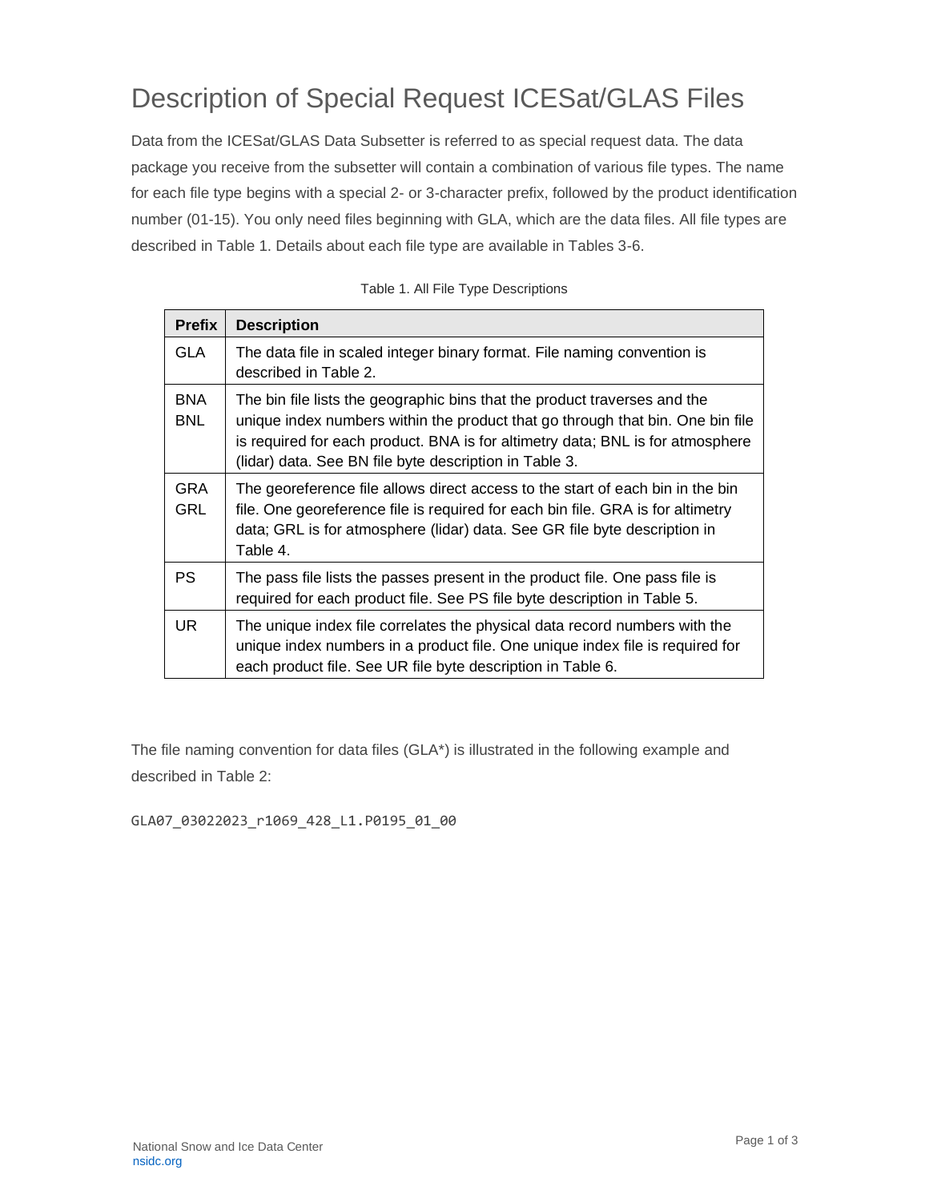# Description of Special Request ICESat/GLAS Files

Data from the ICESat/GLAS Data Subsetter is referred to as special request data. The data package you receive from the subsetter will contain a combination of various file types. The name for each file type begins with a special 2- or 3-character prefix, followed by the product identification number (01-15). You only need files beginning with GLA, which are the data files. All file types are described in Table 1. Details about each file type are available in Tables 3-6.

Table 1. All File Type Descriptions

| Prefix | Description |
| --- | --- |
| GLA | The data file in scaled integer binary format. File naming convention is described in Table 2. |
| BNA BNL | The bin file lists the geographic bins that the product traverses and the unique index numbers within the product that go through that bin. One bin file is required for each product. BNA is for altimetry data; BNL is for atmosphere (lidar) data. See BN file byte description in Table 3. |
| GRA GRL | The georeference file allows direct access to the start of each bin in the bin file. One georeference file is required for each bin file. GRA is for altimetry data; GRL is for atmosphere (lidar) data. See GR file byte description in Table 4. |
| PS | The pass file lists the passes present in the product file. One pass file is required for each product file. See PS file byte description in Table 5. |
| UR | The unique index file correlates the physical data record numbers with the unique index numbers in a product file. One unique index file is required for each product file. See UR file byte description in Table 6. |

The file naming convention for data files (GLA*) is illustrated in the following example and described in Table 2:

```
GLA07_03022023_r1069_428_L1.P0195_01_00
```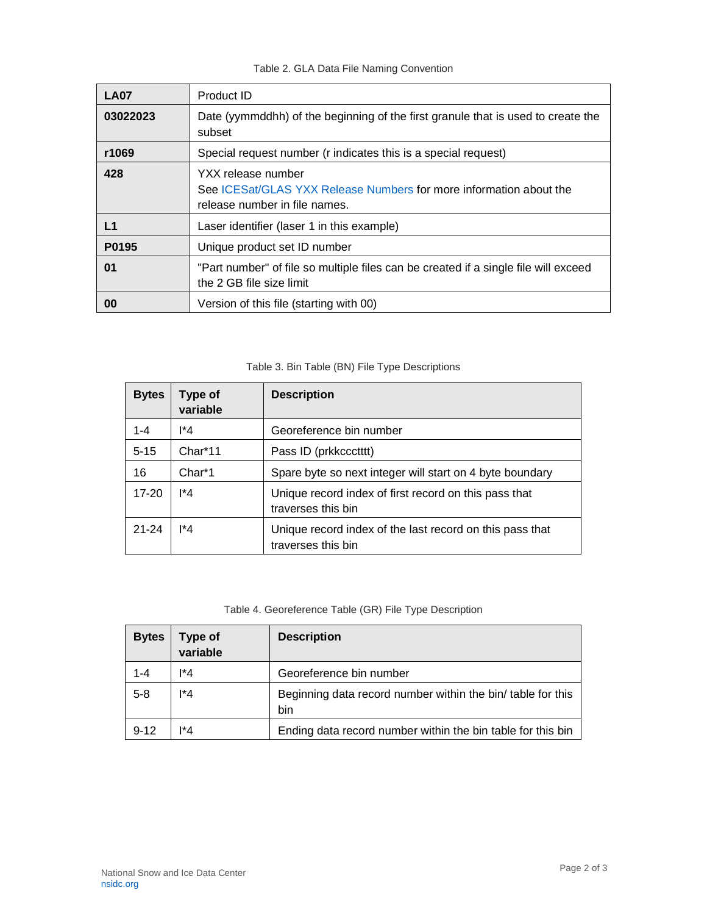Table 2. GLA Data File Naming Convention

| | |
|---|---|
| **LA07** | Product ID |
| **03022023** | Date (yymmddhh) of the beginning of the first granule that is used to create the subset |
| **r1069** | Special request number (r indicates this is a special request) |
| **428** | YXX release number<br>See ICESat/GLAS YXX Release Numbers for more information about the release number in file names. |
| **L1** | Laser identifier (laser 1 in this example) |
| **P0195** | Unique product set ID number |
| **01** | "Part number" of file so multiple files can be created if a single file will exceed the 2 GB file size limit |
| **00** | Version of this file (starting with 00) |

Table 3. Bin Table (BN) File Type Descriptions

| Bytes | Type of variable | Description |
|---|---|---|
| 1-4 | I*4 | Georeference bin number |
| 5-15 | Char*11 | Pass ID (prkkccctttt) |
| 16 | Char*1 | Spare byte so next integer will start on 4 byte boundary |
| 17-20 | I*4 | Unique record index of first record on this pass that traverses this bin |
| 21-24 | I*4 | Unique record index of the last record on this pass that traverses this bin |

Table 4. Georeference Table (GR) File Type Description

| Bytes | Type of variable | Description |
|---|---|---|
| 1-4 | I*4 | Georeference bin number |
| 5-8 | I*4 | Beginning data record number within the bin/ table for this bin |
| 9-12 | I*4 | Ending data record number within the bin table for this bin |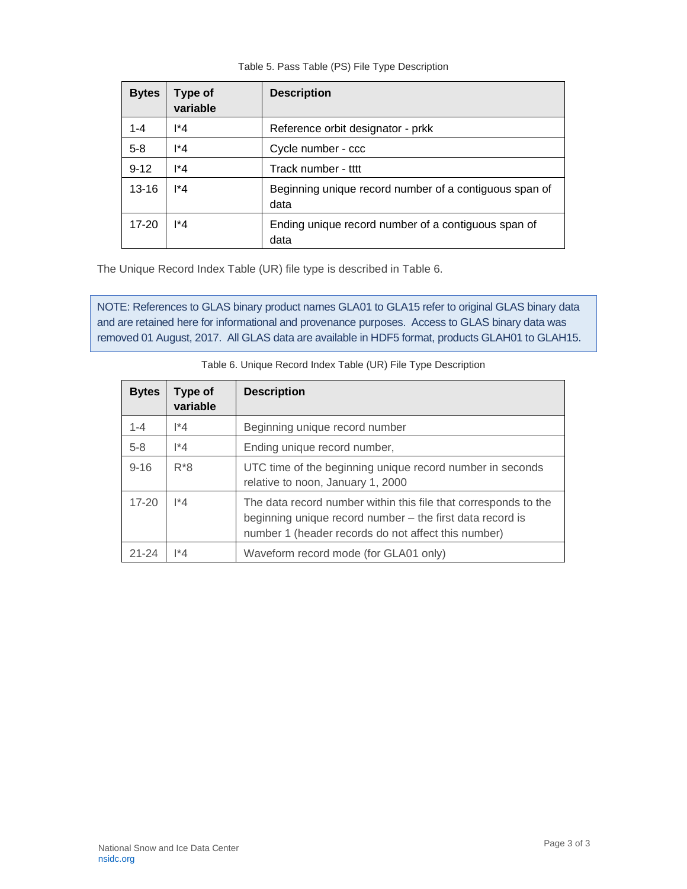Table 5. Pass Table (PS) File Type Description

| Bytes | Type of variable | Description |
|---|---|---|
| 1-4 | I*4 | Reference orbit designator - prkk |
| 5-8 | I*4 | Cycle number - ccc |
| 9-12 | I*4 | Track number - tttt |
| 13-16 | I*4 | Beginning unique record number of a contiguous span of data |
| 17-20 | I*4 | Ending unique record number of a contiguous span of data |

The Unique Record Index Table (UR) file type is described in Table 6.

NOTE: References to GLAS binary product names GLA01 to GLA15 refer to original GLAS binary data and are retained here for informational and provenance purposes. Access to GLAS binary data was removed 01 August, 2017. All GLAS data are available in HDF5 format, products GLAH01 to GLAH15.

Table 6. Unique Record Index Table (UR) File Type Description

| Bytes | Type of variable | Description |
|---|---|---|
| 1-4 | I*4 | Beginning unique record number |
| 5-8 | I*4 | Ending unique record number, |
| 9-16 | R*8 | UTC time of the beginning unique record number in seconds relative to noon, January 1, 2000 |
| 17-20 | I*4 | The data record number within this file that corresponds to the beginning unique record number – the first data record is number 1 (header records do not affect this number) |
| 21-24 | I*4 | Waveform record mode (for GLA01 only) |